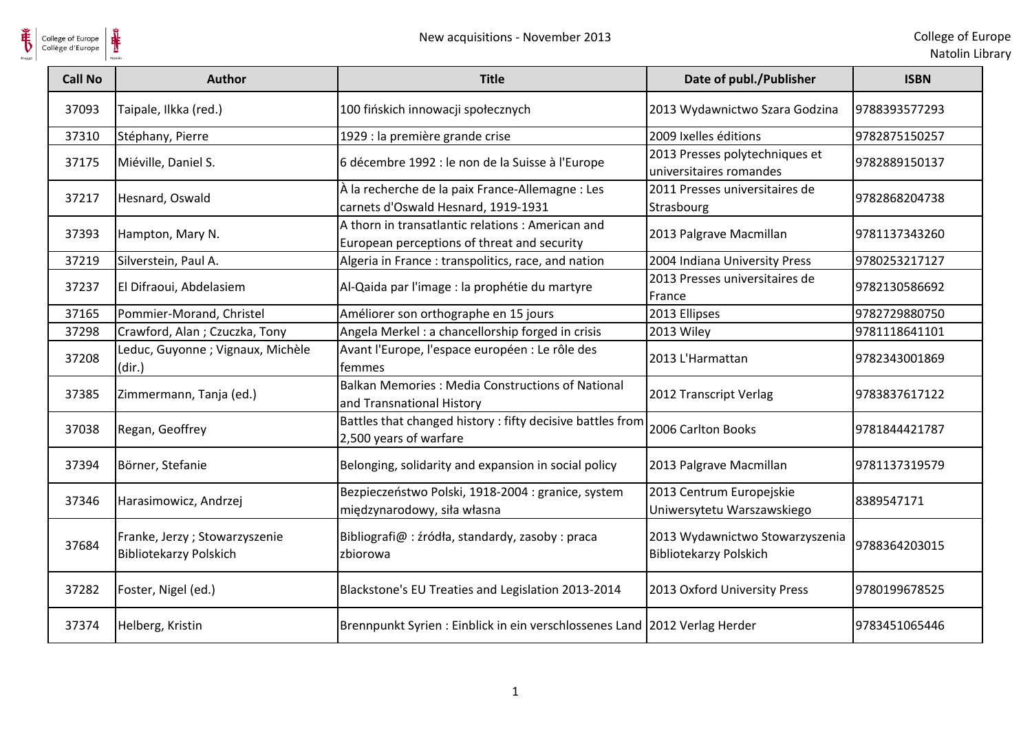| Call No | Author | Title | Date of publ./Publisher | ISBN |
|---|---|---|---|---|
| 37093 | Taipale, Ilkka (red.) | 100 fińskich innowacji społecznych | 2013 Wydawnictwo Szara Godzina | 9788393577293 |
| 37310 | Stéphany, Pierre | 1929 : la première grande crise | 2009 Ixelles éditions | 9782875150257 |
| 37175 | Miéville, Daniel S. | 6 décembre 1992 : le non de la Suisse à l'Europe | 2013 Presses polytechniques et universitaires romandes | 9782889150137 |
| 37217 | Hesnard, Oswald | À la recherche de la paix France-Allemagne : Les carnets d'Oswald Hesnard, 1919-1931 | 2011 Presses universitaires de Strasbourg | 9782868204738 |
| 37393 | Hampton, Mary N. | A thorn in transatlantic relations : American and European perceptions of threat and security | 2013 Palgrave Macmillan | 9781137343260 |
| 37219 | Silverstein, Paul A. | Algeria in France : transpolitics, race, and nation | 2004 Indiana University Press | 9780253217127 |
| 37237 | El Difraoui, Abdelasiem | Al-Qaida par l'image : la prophétie du martyre | 2013 Presses universitaires de France | 9782130586692 |
| 37165 | Pommier-Morand, Christel | Améliorer son orthographe en 15 jours | 2013 Ellipses | 9782729880750 |
| 37298 | Crawford, Alan ; Czuczka, Tony | Angela Merkel : a chancellorship forged in crisis | 2013 Wiley | 9781118641101 |
| 37208 | Leduc, Guyonne ; Vignaux, Michèle (dir.) | Avant l'Europe, l'espace européen : Le rôle des femmes | 2013 L'Harmattan | 9782343001869 |
| 37385 | Zimmermann, Tanja (ed.) | Balkan Memories : Media Constructions of National and Transnational History | 2012 Transcript Verlag | 9783837617122 |
| 37038 | Regan, Geoffrey | Battles that changed history : fifty decisive battles from 2,500 years of warfare | 2006 Carlton Books | 9781844421787 |
| 37394 | Börner, Stefanie | Belonging, solidarity and expansion in social policy | 2013 Palgrave Macmillan | 9781137319579 |
| 37346 | Harasimowicz, Andrzej | Bezpieczeństwo Polski, 1918-2004 : granice, system międzynarodowy, siła własna | 2013 Centrum Europejskie Uniwersytetu Warszawskiego | 8389547171 |
| 37684 | Franke, Jerzy ; Stowarzyszenie Bibliotekarzy Polskich | Bibliografi@ : źródła, standardy, zasoby : praca zbiorowa | 2013 Wydawnictwo Stowarzyszenia Bibliotekarzy Polskich | 9788364203015 |
| 37282 | Foster, Nigel (ed.) | Blackstone's EU Treaties and Legislation 2013-2014 | 2013 Oxford University Press | 9780199678525 |
| 37374 | Helberg, Kristin | Brennpunkt Syrien : Einblick in ein verschlossenes Land | 2012 Verlag Herder | 9783451065446 |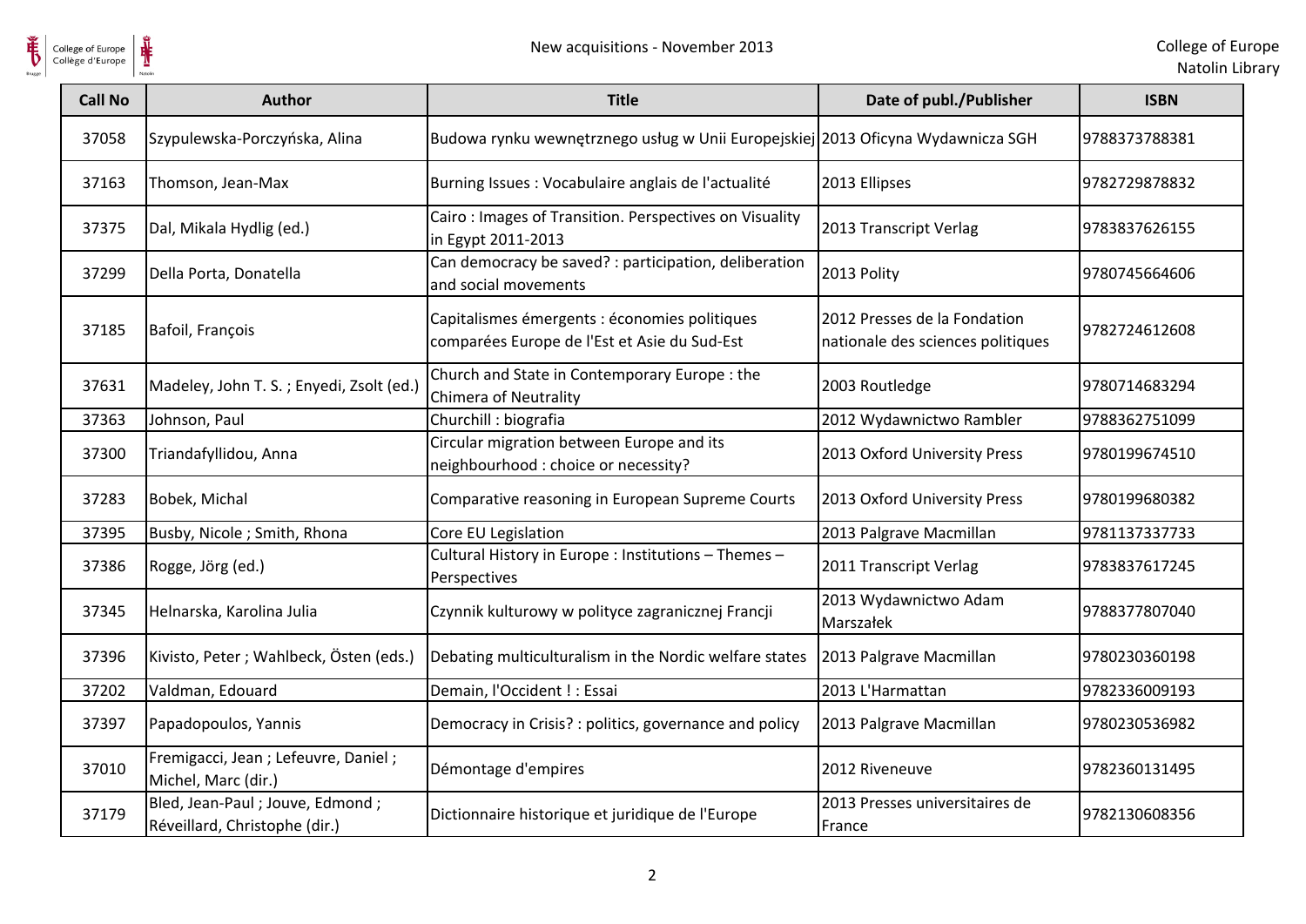| Call No | Author | Title | Date of publ./Publisher | ISBN |
|---|---|---|---|---|
| 37058 | Szypulewska-Porczyńska, Alina | Budowa rynku wewnętrznego usług w Unii Europejskiej | 2013 Oficyna Wydawnicza SGH | 9788373788381 |
| 37163 | Thomson, Jean-Max | Burning Issues : Vocabulaire anglais de l'actualité | 2013 Ellipses | 9782729878832 |
| 37375 | Dal, Mikala Hydlig (ed.) | Cairo : Images of Transition. Perspectives on Visuality in Egypt 2011-2013 | 2013 Transcript Verlag | 9783837626155 |
| 37299 | Della Porta, Donatella | Can democracy be saved? : participation, deliberation and social movements | 2013 Polity | 9780745664606 |
| 37185 | Bafoil, François | Capitalismes émergents : économies politiques comparées Europe de l'Est et Asie du Sud-Est | 2012 Presses de la Fondation nationale des sciences politiques | 9782724612608 |
| 37631 | Madeley, John T. S. ; Enyedi, Zsolt (ed.) | Church and State in Contemporary Europe : the Chimera of Neutrality | 2003 Routledge | 9780714683294 |
| 37363 | Johnson, Paul | Churchill : biografia | 2012 Wydawnictwo Rambler | 9788362751099 |
| 37300 | Triandafyllidou, Anna | Circular migration between Europe and its neighbourhood : choice or necessity? | 2013 Oxford University Press | 9780199674510 |
| 37283 | Bobek, Michal | Comparative reasoning in European Supreme Courts | 2013 Oxford University Press | 9780199680382 |
| 37395 | Busby, Nicole ; Smith, Rhona | Core EU Legislation | 2013 Palgrave Macmillan | 9781137337733 |
| 37386 | Rogge, Jörg (ed.) | Cultural History in Europe : Institutions – Themes – Perspectives | 2011 Transcript Verlag | 9783837617245 |
| 37345 | Helnarska, Karolina Julia | Czynnik kulturowy w polityce zagranicznej Francji | 2013 Wydawnictwo Adam Marszałek | 9788377807040 |
| 37396 | Kivisto, Peter ; Wahlbeck, Östen (eds.) | Debating multiculturalism in the Nordic welfare states | 2013 Palgrave Macmillan | 9780230360198 |
| 37202 | Valdman, Edouard | Demain, l'Occident ! : Essai | 2013 L'Harmattan | 9782336009193 |
| 37397 | Papadopoulos, Yannis | Democracy in Crisis? : politics, governance and policy | 2013 Palgrave Macmillan | 9780230536982 |
| 37010 | Fremigacci, Jean ; Lefeuvre, Daniel ; Michel, Marc (dir.) | Démontage d'empires | 2012 Riveneuve | 9782360131495 |
| 37179 | Bled, Jean-Paul ; Jouve, Edmond ; Réveillard, Christophe (dir.) | Dictionnaire historique et juridique de l'Europe | 2013 Presses universitaires de France | 9782130608356 |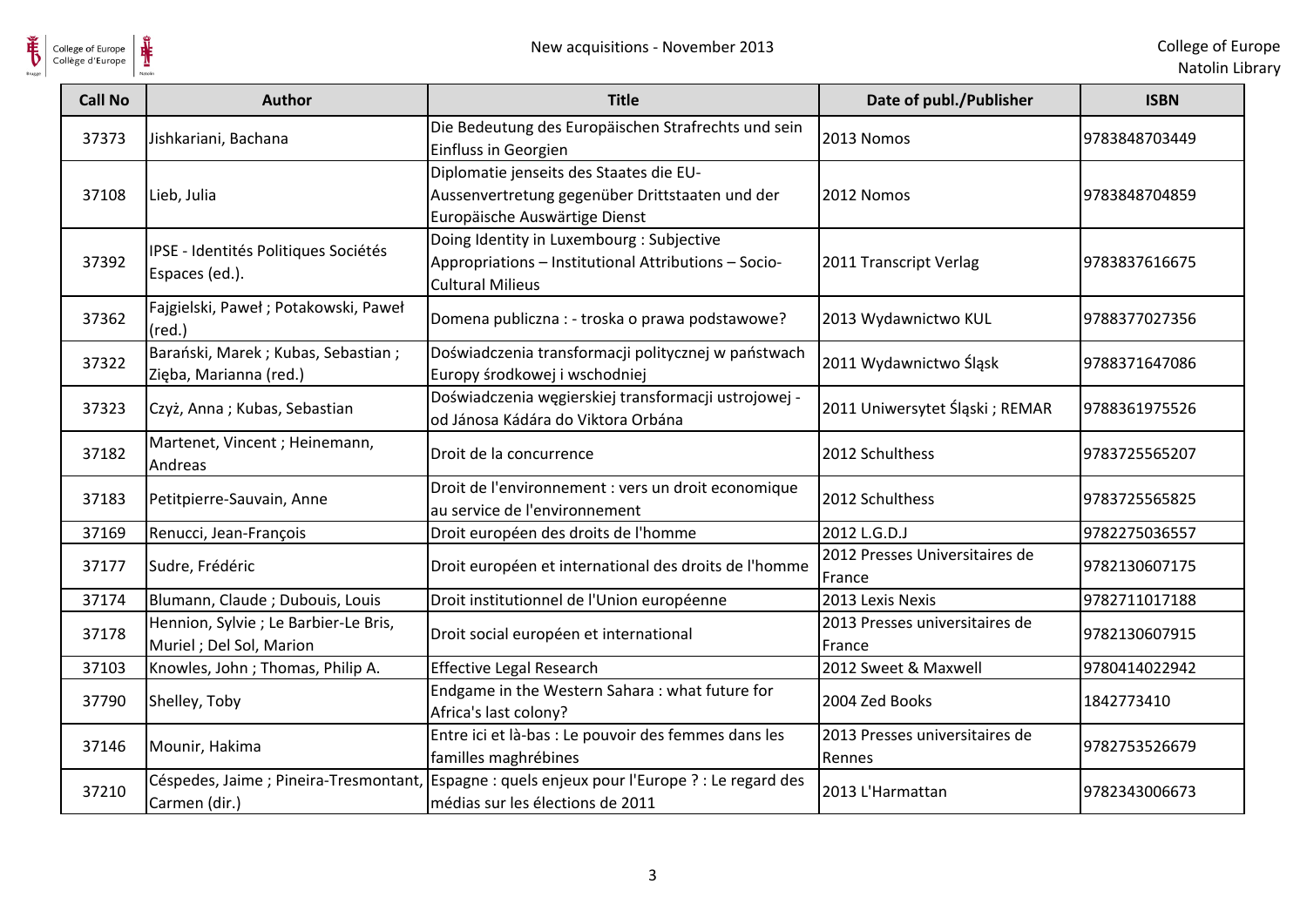| Call No | Author | Title | Date of publ./Publisher | ISBN |
|---|---|---|---|---|
| 37373 | Jishkariani, Bachana | Die Bedeutung des Europäischen Strafrechts und sein Einfluss in Georgien | 2013 Nomos | 9783848703449 |
| 37108 | Lieb, Julia | Diplomatie jenseits des Staates die EU-Aussenvertretung gegenüber Drittstaaten und der Europäische Auswärtige Dienst | 2012 Nomos | 9783848704859 |
| 37392 | IPSE - Identités Politiques Sociétés Espaces (ed.). | Doing Identity in Luxembourg : Subjective Appropriations – Institutional Attributions – Socio-Cultural Milieus | 2011 Transcript Verlag | 9783837616675 |
| 37362 | Fajgielski, Paweł ; Potakowski, Paweł (red.) | Domena publiczna : - troska o prawa podstawowe? | 2013 Wydawnictwo KUL | 9788377027356 |
| 37322 | Barański, Marek ; Kubas, Sebastian ; Zięba, Marianna (red.) | Doświadczenia transformacji politycznej w państwach Europy środkowej i wschodniej | 2011 Wydawnictwo Śląsk | 9788371647086 |
| 37323 | Czyż, Anna ; Kubas, Sebastian | Doświadczenia węgierskiej transformacji ustrojowej - od Jánosa Kádára do Viktora Orbána | 2011 Uniwersytet Śląski ; REMAR | 9788361975526 |
| 37182 | Martenet, Vincent ; Heinemann, Andreas | Droit de la concurrence | 2012 Schulthess | 9783725565207 |
| 37183 | Petitpierre-Sauvain, Anne | Droit de l'environnement : vers un droit economique au service de l'environnement | 2012 Schulthess | 9783725565825 |
| 37169 | Renucci, Jean-François | Droit européen des droits de l'homme | 2012 L.G.D.J | 9782275036557 |
| 37177 | Sudre, Frédéric | Droit européen et international des droits de l'homme | 2012 Presses Universitaires de France | 9782130607175 |
| 37174 | Blumann, Claude ; Dubouis, Louis | Droit institutionnel de l'Union européenne | 2013 Lexis Nexis | 9782711017188 |
| 37178 | Hennion, Sylvie ; Le Barbier-Le Bris, Muriel ; Del Sol, Marion | Droit social européen et international | 2013 Presses universitaires de France | 9782130607915 |
| 37103 | Knowles, John ; Thomas, Philip A. | Effective Legal Research | 2012 Sweet & Maxwell | 9780414022942 |
| 37790 | Shelley, Toby | Endgame in the Western Sahara : what future for Africa's last colony? | 2004 Zed Books | 1842773410 |
| 37146 | Mounir, Hakima | Entre ici et là-bas : Le pouvoir des femmes dans les familles maghrébines | 2013 Presses universitaires de Rennes | 9782753526679 |
| 37210 | Céspedes, Jaime ; Pineira-Tresmontant, Carmen (dir.) | Espagne : quels enjeux pour l'Europe ? : Le regard des médias sur les élections de 2011 | 2013 L'Harmattan | 9782343006673 |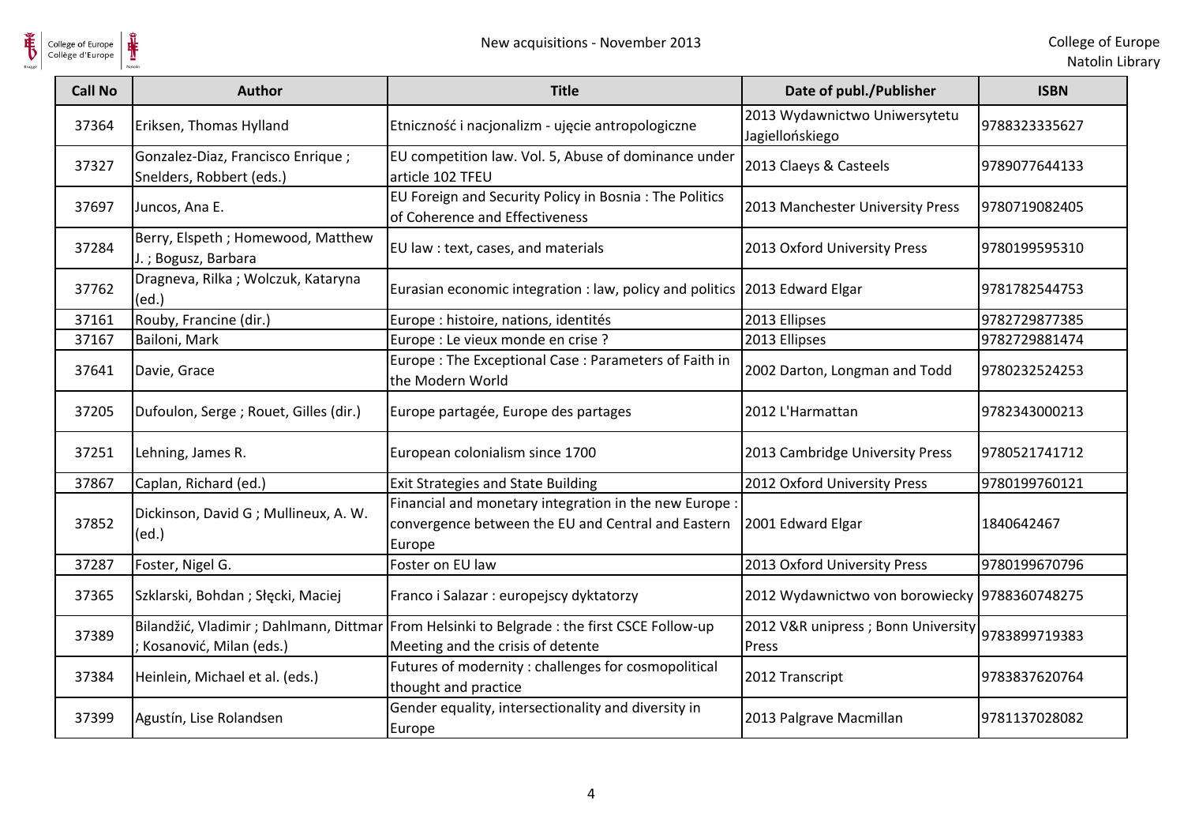| Call No | Author | Title | Date of publ./Publisher | ISBN |
|---|---|---|---|---|
| 37364 | Eriksen, Thomas Hylland | Etniczność i nacjonalizm - ujęcie antropologiczne | 2013 Wydawnictwo Uniwersytetu Jagiellońskiego | 9788323335627 |
| 37327 | Gonzalez-Diaz, Francisco Enrique ; Snelders, Robbert (eds.) | EU competition law. Vol. 5, Abuse of dominance under article 102 TFEU | 2013 Claeys & Casteels | 9789077644133 |
| 37697 | Juncos, Ana E. | EU Foreign and Security Policy in Bosnia : The Politics of Coherence and Effectiveness | 2013 Manchester University Press | 9780719082405 |
| 37284 | Berry, Elspeth ; Homewood, Matthew J. ; Bogusz, Barbara | EU law : text, cases, and materials | 2013 Oxford University Press | 9780199595310 |
| 37762 | Dragneva, Rilka ; Wolczuk, Kataryna (ed.) | Eurasian economic integration : law, policy and politics | 2013 Edward Elgar | 9781782544753 |
| 37161 | Rouby, Francine (dir.) | Europe : histoire, nations, identités | 2013 Ellipses | 9782729877385 |
| 37167 | Bailoni, Mark | Europe : Le vieux monde en crise ? | 2013 Ellipses | 9782729881474 |
| 37641 | Davie, Grace | Europe : The Exceptional Case : Parameters of Faith in the Modern World | 2002 Darton, Longman and Todd | 9780232524253 |
| 37205 | Dufoulon, Serge ; Rouet, Gilles (dir.) | Europe partagée, Europe des partages | 2012 L'Harmattan | 9782343000213 |
| 37251 | Lehning, James R. | European colonialism since 1700 | 2013 Cambridge University Press | 9780521741712 |
| 37867 | Caplan, Richard (ed.) | Exit Strategies and State Building | 2012 Oxford University Press | 9780199760121 |
| 37852 | Dickinson, David G ; Mullineux, A. W. (ed.) | Financial and monetary integration in the new Europe : convergence between the EU and Central and Eastern Europe | 2001 Edward Elgar | 1840642467 |
| 37287 | Foster, Nigel G. | Foster on EU law | 2013 Oxford University Press | 9780199670796 |
| 37365 | Szklarski, Bohdan ; Słęcki, Maciej | Franco i Salazar : europejscy dyktatorzy | 2012 Wydawnictwo von borowiecky | 9788360748275 |
| 37389 | Bilandžić, Vladimir ; Dahlmann, Dittmar ; Kosanović, Milan (eds.) | From Helsinki to Belgrade : the first CSCE Follow-up Meeting and the crisis of detente | 2012 V&R unipress ; Bonn University Press | 9783899719383 |
| 37384 | Heinlein, Michael et al. (eds.) | Futures of modernity : challenges for cosmopolitical thought and practice | 2012 Transcript | 9783837620764 |
| 37399 | Agustín, Lise Rolandsen | Gender equality, intersectionality and diversity in Europe | 2013 Palgrave Macmillan | 9781137028082 |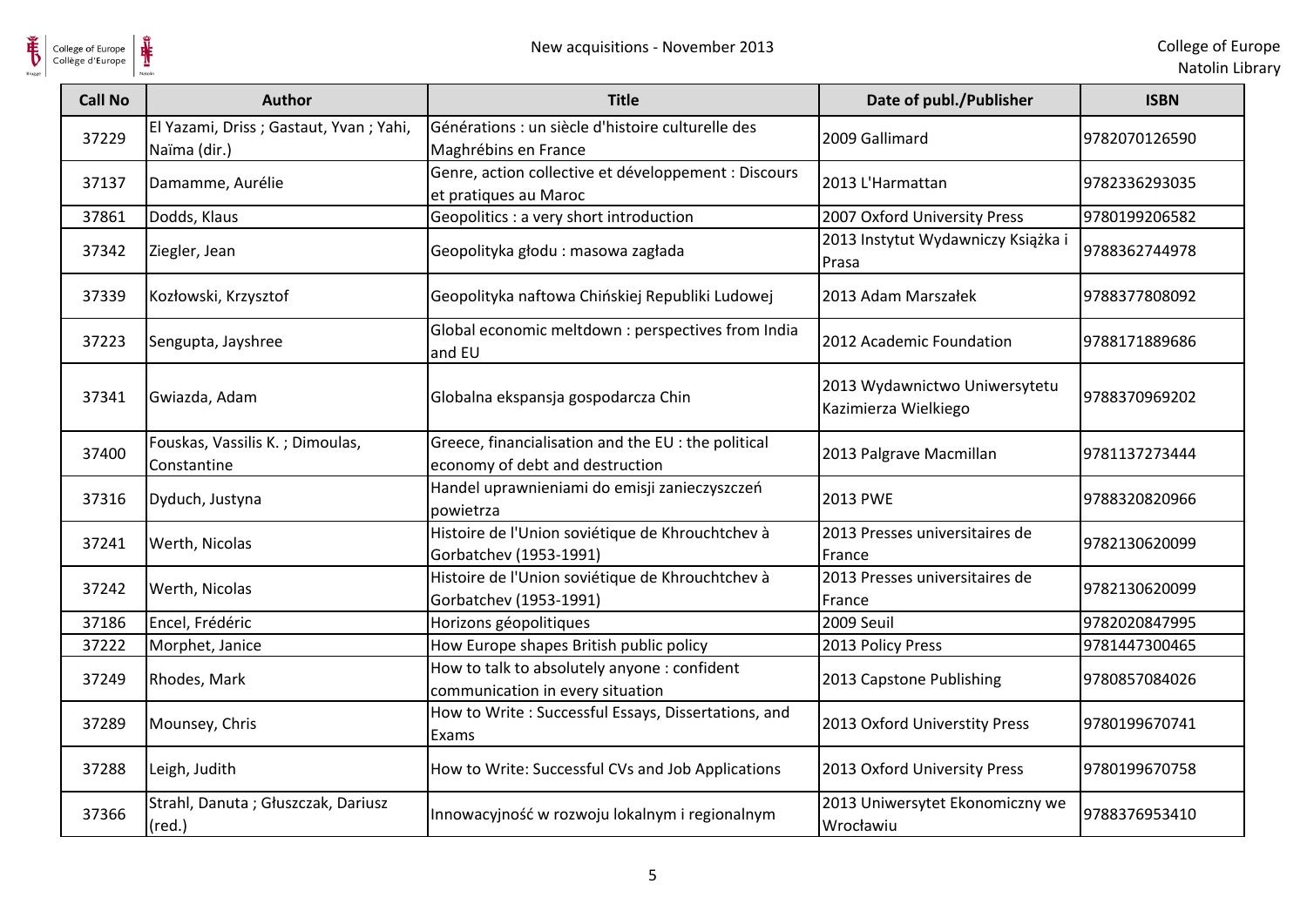| Call No | Author | Title | Date of publ./Publisher | ISBN |
|---|---|---|---|---|
| 37229 | El Yazami, Driss ; Gastaut, Yvan ; Yahi, Naïma (dir.) | Générations : un siècle d'histoire culturelle des Maghrébins en France | 2009 Gallimard | 9782070126590 |
| 37137 | Damamme, Aurélie | Genre, action collective et développement : Discours et pratiques au Maroc | 2013 L'Harmattan | 9782336293035 |
| 37861 | Dodds, Klaus | Geopolitics : a very short introduction | 2007 Oxford University Press | 9780199206582 |
| 37342 | Ziegler, Jean | Geopolityka głodu : masowa zagłada | 2013 Instytut Wydawniczy Książka i Prasa | 9788362744978 |
| 37339 | Kozłowski, Krzysztof | Geopolityka naftowa Chińskiej Republiki Ludowej | 2013 Adam Marszałek | 9788377808092 |
| 37223 | Sengupta, Jayshree | Global economic meltdown : perspectives from India and EU | 2012 Academic Foundation | 9788171889686 |
| 37341 | Gwiazda, Adam | Globalna ekspansja gospodarcza Chin | 2013 Wydawnictwo Uniwersytetu Kazimierza Wielkiego | 9788370969202 |
| 37400 | Fouskas, Vassilis K. ; Dimoulas, Constantine | Greece, financialisation and the EU : the political economy of debt and destruction | 2013 Palgrave Macmillan | 9781137273444 |
| 37316 | Dyduch, Justyna | Handel uprawnieniami do emisji zanieczyszczeń powietrza | 2013 PWE | 9788320820966 |
| 37241 | Werth, Nicolas | Histoire de l'Union soviétique de Khrouchtchev à Gorbatchev (1953-1991) | 2013 Presses universitaires de France | 9782130620099 |
| 37242 | Werth, Nicolas | Histoire de l'Union soviétique de Khrouchtchev à Gorbatchev (1953-1991) | 2013 Presses universitaires de France | 9782130620099 |
| 37186 | Encel, Frédéric | Horizons géopolitiques | 2009 Seuil | 9782020847995 |
| 37222 | Morphet, Janice | How Europe shapes British public policy | 2013 Policy Press | 9781447300465 |
| 37249 | Rhodes, Mark | How to talk to absolutely anyone : confident communication in every situation | 2013 Capstone Publishing | 9780857084026 |
| 37289 | Mounsey, Chris | How to Write : Successful Essays, Dissertations, and Exams | 2013 Oxford Universtity Press | 9780199670741 |
| 37288 | Leigh, Judith | How to Write: Successful CVs and Job Applications | 2013 Oxford University Press | 9780199670758 |
| 37366 | Strahl, Danuta ; Głuszczak, Dariusz (red.) | Innowacyjność w rozwoju lokalnym i regionalnym | 2013 Uniwersytet Ekonomiczny we Wrocławiu | 9788376953410 |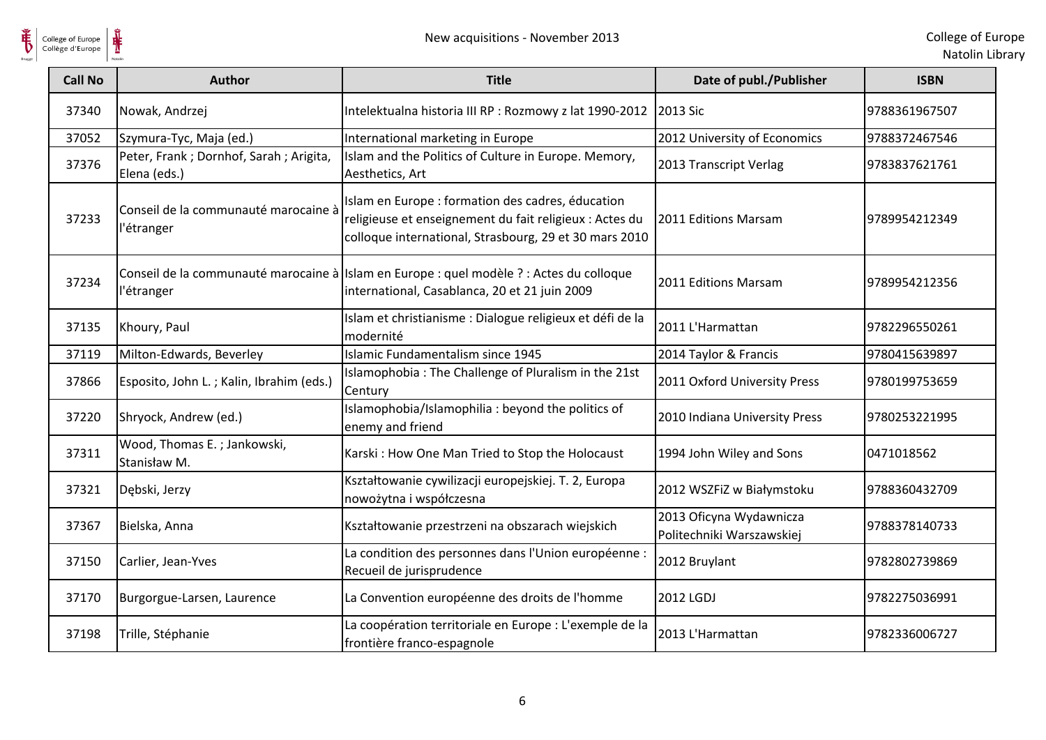| Call No | Author | Title | Date of publ./Publisher | ISBN |
| --- | --- | --- | --- | --- |
| 37340 | Nowak, Andrzej | Intelektualna historia III RP : Rozmowy z lat 1990-2012 | 2013 Sic | 9788361967507 |
| 37052 | Szymura-Tyc, Maja (ed.) | International marketing in Europe | 2012 University of Economics | 9788372467546 |
| 37376 | Peter, Frank ; Dornhof, Sarah ; Arigita, Elena (eds.) | Islam and the Politics of Culture in Europe. Memory, Aesthetics, Art | 2013 Transcript Verlag | 9783837621761 |
| 37233 | Conseil de la communauté marocaine à l'étranger | Islam en Europe : formation des cadres, éducation religieuse et enseignement du fait religieux : Actes du colloque international, Strasbourg, 29 et 30 mars 2010 | 2011 Editions Marsam | 9789954212349 |
| 37234 | Conseil de la communauté marocaine à l'étranger | Islam en Europe : quel modèle ? : Actes du colloque international, Casablanca, 20 et 21 juin 2009 | 2011 Editions Marsam | 9789954212356 |
| 37135 | Khoury, Paul | Islam et christianisme : Dialogue religieux et défi de la modernité | 2011 L'Harmattan | 9782296550261 |
| 37119 | Milton-Edwards, Beverley | Islamic Fundamentalism since 1945 | 2014 Taylor & Francis | 9780415639897 |
| 37866 | Esposito, John L. ; Kalin, Ibrahim (eds.) | Islamophobia : The Challenge of Pluralism in the 21st Century | 2011 Oxford University Press | 9780199753659 |
| 37220 | Shryock, Andrew (ed.) | Islamophobia/Islamophilia : beyond the politics of enemy and friend | 2010 Indiana University Press | 9780253221995 |
| 37311 | Wood, Thomas E. ; Jankowski, Stanisław M. | Karski : How One Man Tried to Stop the Holocaust | 1994 John Wiley and Sons | 0471018562 |
| 37321 | Dębski, Jerzy | Kształtowanie cywilizacji europejskiej. T. 2, Europa nowożytna i współczesna | 2012 WSZFiZ w Białymstoku | 9788360432709 |
| 37367 | Bielska, Anna | Kształtowanie przestrzeni na obszarach wiejskich | 2013 Oficyna Wydawnicza Politechniki Warszawskiej | 9788378140733 |
| 37150 | Carlier, Jean-Yves | La condition des personnes dans l'Union européenne : Recueil de jurisprudence | 2012 Bruylant | 9782802739869 |
| 37170 | Burgorgue-Larsen, Laurence | La Convention européenne des droits de l'homme | 2012 LGDJ | 9782275036991 |
| 37198 | Trille, Stéphanie | La coopération territoriale en Europe : L'exemple de la frontière franco-espagnole | 2013 L'Harmattan | 9782336006727 |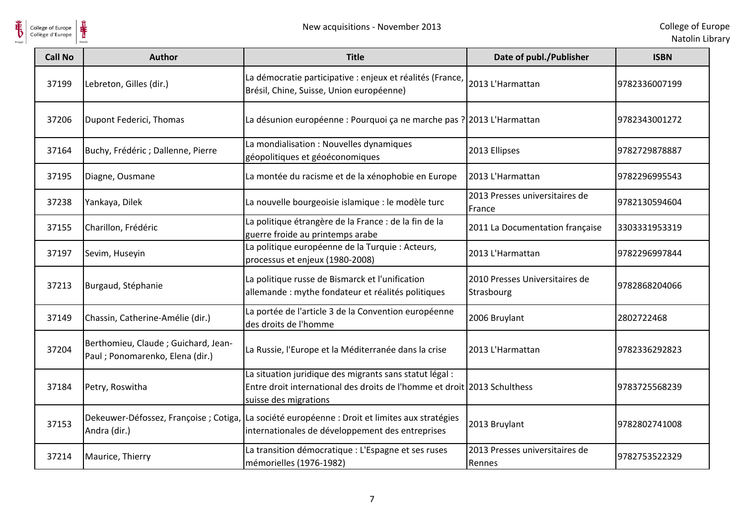| Call No | Author | Title | Date of publ./Publisher | ISBN |
|---|---|---|---|---|
| 37199 | Lebreton, Gilles (dir.) | La démocratie participative : enjeux et réalités (France, Brésil, Chine, Suisse, Union européenne) | 2013 L'Harmattan | 9782336007199 |
| 37206 | Dupont Federici, Thomas | La désunion européenne : Pourquoi ça ne marche pas ? | 2013 L'Harmattan | 9782343001272 |
| 37164 | Buchy, Frédéric ; Dallenne, Pierre | La mondialisation : Nouvelles dynamiques géopolitiques et géoéconomiques | 2013 Ellipses | 9782729878887 |
| 37195 | Diagne, Ousmane | La montée du racisme et de la xénophobie en Europe | 2013 L'Harmattan | 9782296995543 |
| 37238 | Yankaya, Dilek | La nouvelle bourgeoisie islamique : le modèle turc | 2013 Presses universitaires de France | 9782130594604 |
| 37155 | Charillon, Frédéric | La politique étrangère de la France : de la fin de la guerre froide au printemps arabe | 2011 La Documentation française | 3303331953319 |
| 37197 | Sevim, Huseyin | La politique européenne de la Turquie : Acteurs, processus et enjeux (1980-2008) | 2013 L'Harmattan | 9782296997844 |
| 37213 | Burgaud, Stéphanie | La politique russe de Bismarck et l'unification allemande : mythe fondateur et réalités politiques | 2010 Presses Universitaires de Strasbourg | 9782868204066 |
| 37149 | Chassin, Catherine-Amélie (dir.) | La portée de l'article 3 de la Convention européenne des droits de l'homme | 2006 Bruylant | 2802722468 |
| 37204 | Berthomieu, Claude ; Guichard, Jean-Paul ; Ponomarenko, Elena (dir.) | La Russie, l'Europe et la Méditerranée dans la crise | 2013 L'Harmattan | 9782336292823 |
| 37184 | Petry, Roswitha | La situation juridique des migrants sans statut légal : Entre droit international des droits de l'homme et droit suisse des migrations | 2013 Schulthess | 9783725568239 |
| 37153 | Dekeuwer-Défossez, Françoise ; Cotiga, Andra (dir.) | La société européenne : Droit et limites aux stratégies internationales de développement des entreprises | 2013 Bruylant | 9782802741008 |
| 37214 | Maurice, Thierry | La transition démocratique : L'Espagne et ses ruses mémorielles (1976-1982) | 2013 Presses universitaires de Rennes | 9782753522329 |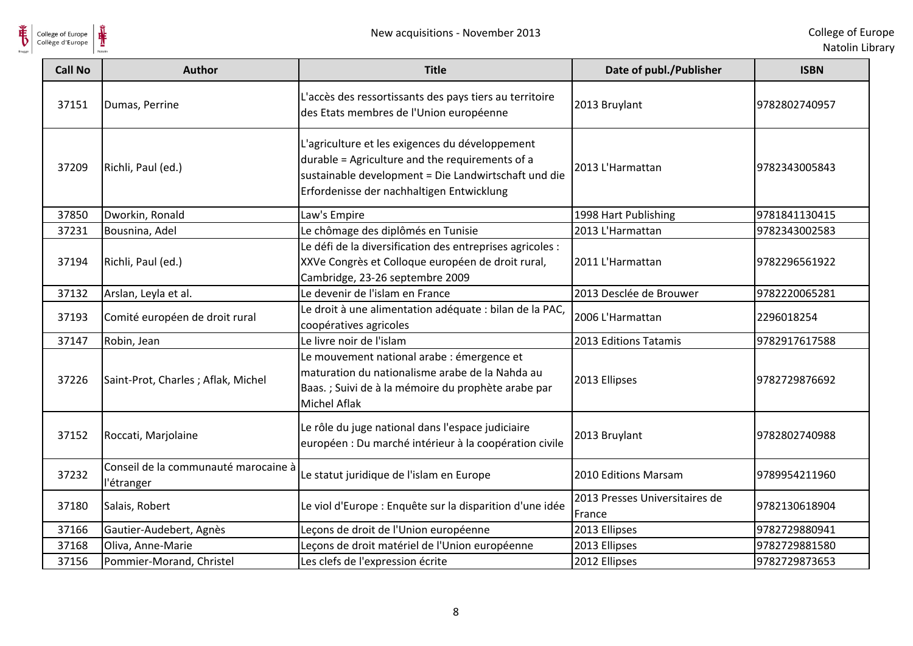| Call No | Author | Title | Date of publ./Publisher | ISBN |
| --- | --- | --- | --- | --- |
| 37151 | Dumas, Perrine | L'accès des ressortissants des pays tiers au territoire des Etats membres de l'Union européenne | 2013 Bruylant | 9782802740957 |
| 37209 | Richli, Paul (ed.) | L'agriculture et les exigences du développement durable = Agriculture and the requirements of a sustainable development = Die Landwirtschaft und die Erfordenisse der nachhaltigen Entwicklung | 2013 L'Harmattan | 9782343005843 |
| 37850 | Dworkin, Ronald | Law's Empire | 1998 Hart Publishing | 9781841130415 |
| 37231 | Bousnina, Adel | Le chômage des diplômés en Tunisie | 2013 L'Harmattan | 9782343002583 |
| 37194 | Richli, Paul (ed.) | Le défi de la diversification des entreprises agricoles : XXVe Congrès et Colloque européen de droit rural, Cambridge, 23-26 septembre 2009 | 2011 L'Harmattan | 9782296561922 |
| 37132 | Arslan, Leyla et al. | Le devenir de l'islam en France | 2013 Desclée de Brouwer | 9782220065281 |
| 37193 | Comité européen de droit rural | Le droit à une alimentation adéquate : bilan de la PAC, coopératives agricoles | 2006 L'Harmattan | 2296018254 |
| 37147 | Robin, Jean | Le livre noir de l'islam | 2013 Editions Tatamis | 9782917617588 |
| 37226 | Saint-Prot, Charles ; Aflak, Michel | Le mouvement national arabe : émergence et maturation du nationalisme arabe de la Nahda au Baas. ; Suivi de à la mémoire du prophète arabe par Michel Aflak | 2013 Ellipses | 9782729876692 |
| 37152 | Roccati, Marjolaine | Le rôle du juge national dans l'espace judiciaire européen : Du marché intérieur à la coopération civile | 2013 Bruylant | 9782802740988 |
| 37232 | Conseil de la communauté marocaine à l'étranger | Le statut juridique de l'islam en Europe | 2010 Editions Marsam | 9789954211960 |
| 37180 | Salais, Robert | Le viol d'Europe : Enquête sur la disparition d'une idée | 2013 Presses Universitaires de France | 9782130618904 |
| 37166 | Gautier-Audebert, Agnès | Leçons de droit de l'Union européenne | 2013 Ellipses | 9782729880941 |
| 37168 | Oliva, Anne-Marie | Leçons de droit matériel de l'Union européenne | 2013 Ellipses | 9782729881580 |
| 37156 | Pommier-Morand, Christel | Les clefs de l'expression écrite | 2012 Ellipses | 9782729873653 |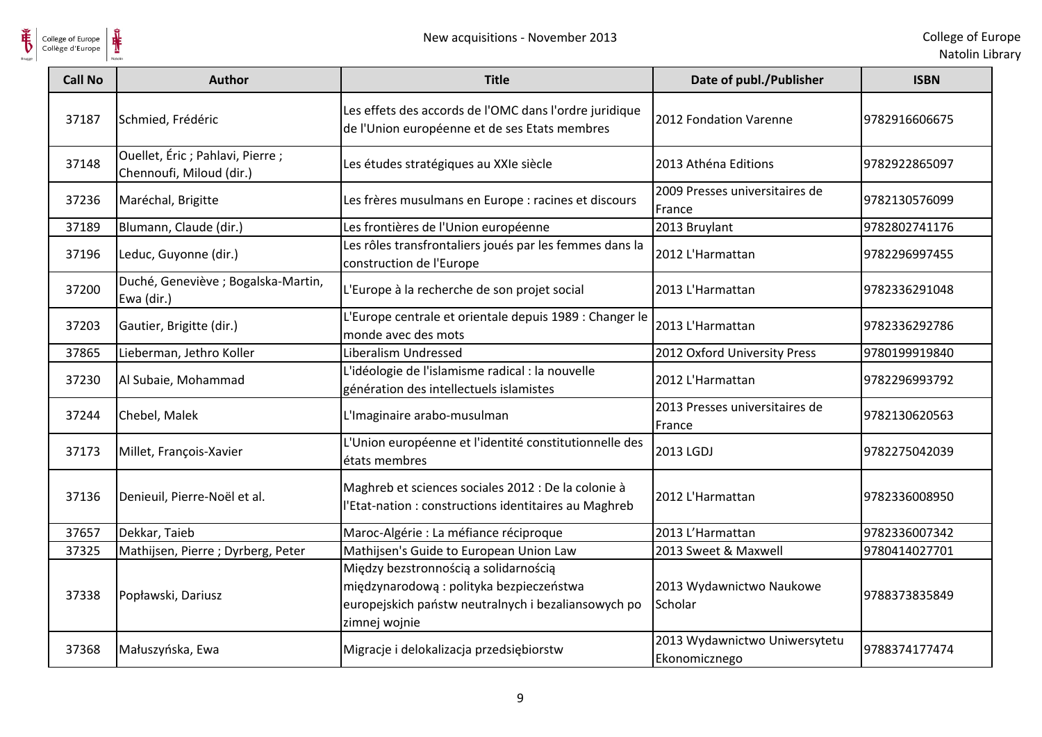| Call No | Author | Title | Date of publ./Publisher | ISBN |
|---|---|---|---|---|
| 37187 | Schmied, Frédéric | Les effets des accords de l'OMC dans l'ordre juridique de l'Union européenne et de ses Etats membres | 2012 Fondation Varenne | 9782916606675 |
| 37148 | Ouellet, Éric ; Pahlavi, Pierre ; Chennoufi, Miloud (dir.) | Les études stratégiques au XXIe siècle | 2013 Athéna Editions | 9782922865097 |
| 37236 | Maréchal, Brigitte | Les frères musulmans en Europe : racines et discours | 2009 Presses universitaires de France | 9782130576099 |
| 37189 | Blumann, Claude (dir.) | Les frontières de l'Union européenne | 2013 Bruylant | 9782802741176 |
| 37196 | Leduc, Guyonne (dir.) | Les rôles transfrontaliers joués par les femmes dans la construction de l'Europe | 2012 L'Harmattan | 9782296997455 |
| 37200 | Duché, Geneviève ; Bogalska-Martin, Ewa (dir.) | L'Europe à la recherche de son projet social | 2013 L'Harmattan | 9782336291048 |
| 37203 | Gautier, Brigitte (dir.) | L'Europe centrale et orientale depuis 1989 : Changer le monde avec des mots | 2013 L'Harmattan | 9782336292786 |
| 37865 | Lieberman, Jethro Koller | Liberalism Undressed | 2012 Oxford University Press | 9780199919840 |
| 37230 | Al Subaie, Mohammad | L'idéologie de l'islamisme radical : la nouvelle génération des intellectuels islamistes | 2012 L'Harmattan | 9782296993792 |
| 37244 | Chebel, Malek | L'Imaginaire arabo-musulman | 2013 Presses universitaires de France | 9782130620563 |
| 37173 | Millet, François-Xavier | L'Union européenne et l'identité constitutionnelle des états membres | 2013 LGDJ | 9782275042039 |
| 37136 | Denieuil, Pierre-Noël et al. | Maghreb et sciences sociales 2012 : De la colonie à l'Etat-nation : constructions identitaires au Maghreb | 2012 L'Harmattan | 9782336008950 |
| 37657 | Dekkar, Taieb | Maroc-Algérie : La méfiance réciproque | 2013 L'Harmattan | 9782336007342 |
| 37325 | Mathijsen, Pierre ; Dyrberg, Peter | Mathijsen's Guide to European Union Law | 2013 Sweet & Maxwell | 9780414027701 |
| 37338 | Popławski, Dariusz | Między bezstronnością a solidarnością międzynarodową : polityka bezpieczeństwa europejskich państw neutralnych i bezaliansowych po zimnej wojnie | 2013 Wydawnictwo Naukowe Scholar | 9788373835849 |
| 37368 | Małuszyńska, Ewa | Migracje i delokalizacja przedsiębiorstw | 2013 Wydawnictwo Uniwersytetu Ekonomicznego | 9788374177474 |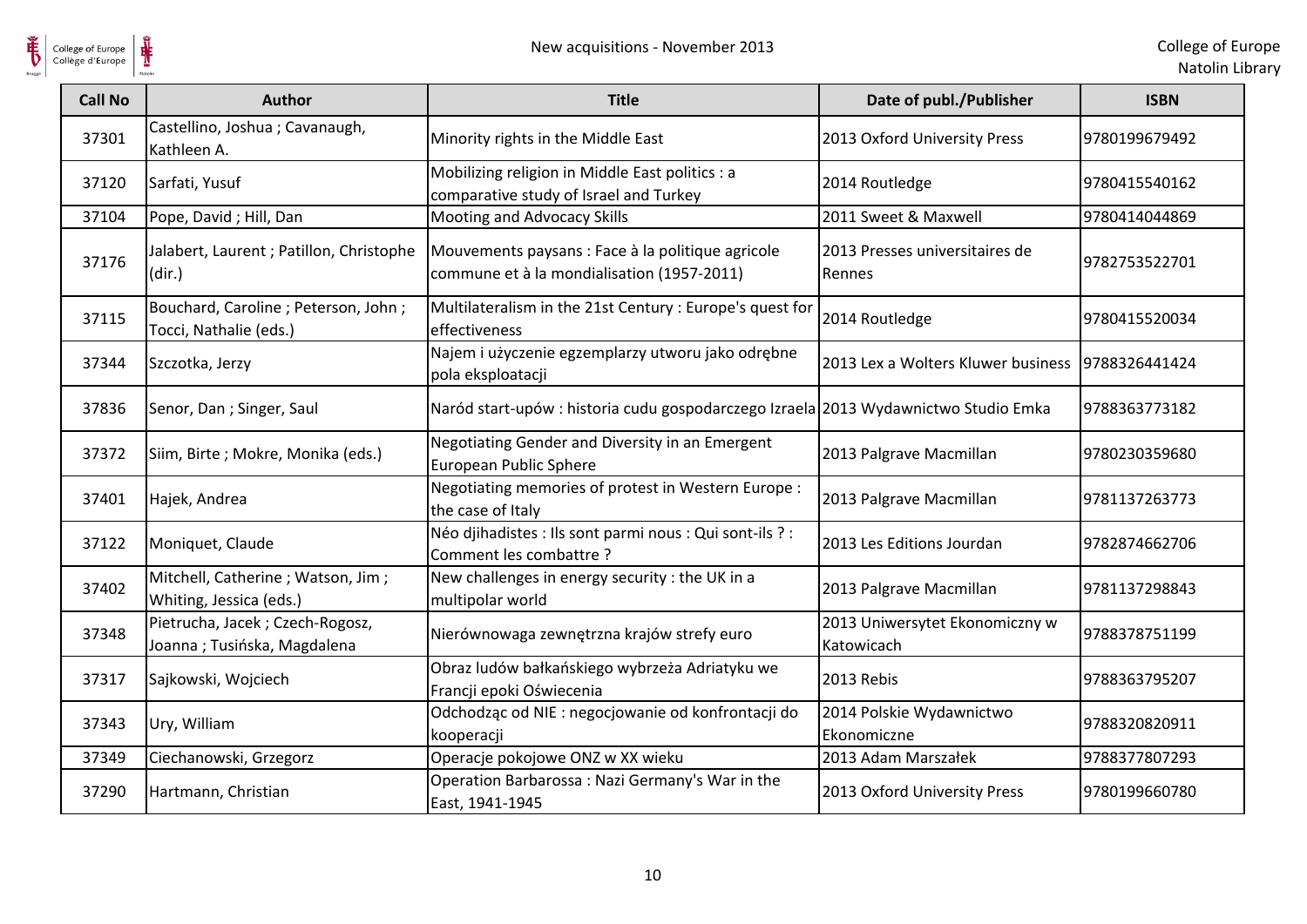| Call No | Author | Title | Date of publ./Publisher | ISBN |
|---|---|---|---|---|
| 37301 | Castellino, Joshua ; Cavanaugh, Kathleen A. | Minority rights in the Middle East | 2013 Oxford University Press | 9780199679492 |
| 37120 | Sarfati, Yusuf | Mobilizing religion in Middle East politics : a comparative study of Israel and Turkey | 2014 Routledge | 9780415540162 |
| 37104 | Pope, David ; Hill, Dan | Mooting and Advocacy Skills | 2011 Sweet & Maxwell | 9780414044869 |
| 37176 | Jalabert, Laurent ; Patillon, Christophe (dir.) | Mouvements paysans : Face à la politique agricole commune et à la mondialisation (1957-2011) | 2013 Presses universitaires de Rennes | 9782753522701 |
| 37115 | Bouchard, Caroline ; Peterson, John ; Tocci, Nathalie (eds.) | Multilateralism in the 21st Century : Europe's quest for effectiveness | 2014 Routledge | 9780415520034 |
| 37344 | Szczotka, Jerzy | Najem i użyczenie egzemplarzy utworu jako odrębne pola eksploatacji | 2013 Lex a Wolters Kluwer business | 9788326441424 |
| 37836 | Senor, Dan ; Singer, Saul | Naród start-upów : historia cudu gospodarczego Izraela | 2013 Wydawnictwo Studio Emka | 9788363773182 |
| 37372 | Siim, Birte ; Mokre, Monika (eds.) | Negotiating Gender and Diversity in an Emergent European Public Sphere | 2013 Palgrave Macmillan | 9780230359680 |
| 37401 | Hajek, Andrea | Negotiating memories of protest in Western Europe : the case of Italy | 2013 Palgrave Macmillan | 9781137263773 |
| 37122 | Moniquet, Claude | Néo djihadistes : Ils sont parmi nous : Qui sont-ils ? : Comment les combattre ? | 2013 Les Editions Jourdan | 9782874662706 |
| 37402 | Mitchell, Catherine ; Watson, Jim ; Whiting, Jessica (eds.) | New challenges in energy security : the UK in a multipolar world | 2013 Palgrave Macmillan | 9781137298843 |
| 37348 | Pietrucha, Jacek ; Czech-Rogosz, Joanna ; Tusińska, Magdalena | Nierównowaga zewnętrzna krajów strefy euro | 2013 Uniwersytet Ekonomiczny w Katowicach | 9788378751199 |
| 37317 | Sajkowski, Wojciech | Obraz ludów bałkańskiego wybrzeża Adriatyku we Francji epoki Oświecenia | 2013 Rebis | 9788363795207 |
| 37343 | Ury, William | Odchodząc od NIE : negocjowanie od konfrontacji do kooperacji | 2014 Polskie Wydawnictwo Ekonomiczne | 9788320820911 |
| 37349 | Ciechanowski, Grzegorz | Operacje pokojowe ONZ w XX wieku | 2013 Adam Marszałek | 9788377807293 |
| 37290 | Hartmann, Christian | Operation Barbarossa : Nazi Germany's War in the East, 1941-1945 | 2013 Oxford University Press | 9780199660780 |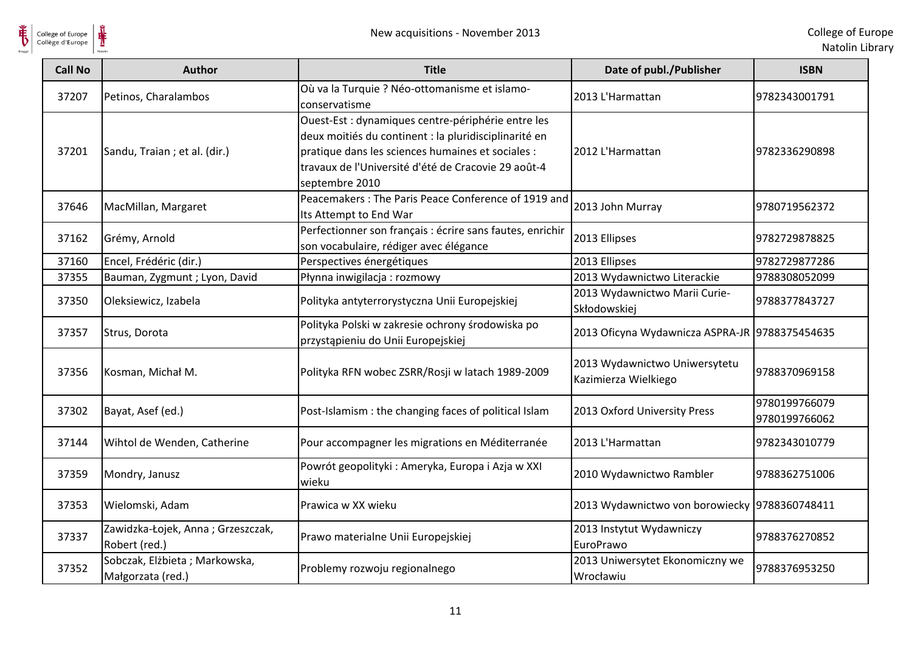| Call No | Author | Title | Date of publ./Publisher | ISBN |
| --- | --- | --- | --- | --- |
| 37207 | Petinos, Charalambos | Où va la Turquie ? Néo-ottomanisme et islamo-conservatisme | 2013 L'Harmattan | 9782343001791 |
| 37201 | Sandu, Traian ; et al. (dir.) | Ouest-Est : dynamiques centre-périphérie entre les deux moitiés du continent : la pluridisciplinarité en pratique dans les sciences humaines et sociales : travaux de l'Université d'été de Cracovie 29 août-4 septembre 2010 | 2012 L'Harmattan | 9782336290898 |
| 37646 | MacMillan, Margaret | Peacemakers : The Paris Peace Conference of 1919 and Its Attempt to End War | 2013 John Murray | 9780719562372 |
| 37162 | Grémy, Arnold | Perfectionner son français : écrire sans fautes, enrichir son vocabulaire, rédiger avec élégance | 2013 Ellipses | 9782729878825 |
| 37160 | Encel, Frédéric (dir.) | Perspectives énergétiques | 2013 Ellipses | 9782729877286 |
| 37355 | Bauman, Zygmunt ; Lyon, David | Płynna inwigilacja : rozmowy | 2013 Wydawnictwo Literackie | 9788308052099 |
| 37350 | Oleksiewicz, Izabela | Polityka antyterrorystyczna Unii Europejskiej | 2013 Wydawnictwo Marii Curie-Skłodowskiej | 9788377843727 |
| 37357 | Strus, Dorota | Polityka Polski w zakresie ochrony środowiska po przystąpieniu do Unii Europejskiej | 2013 Oficyna Wydawnicza ASPRA-JR | 9788375454635 |
| 37356 | Kosman, Michał M. | Polityka RFN wobec ZSRR/Rosji w latach 1989-2009 | 2013 Wydawnictwo Uniwersytetu Kazimierza Wielkiego | 9788370969158 |
| 37302 | Bayat, Asef (ed.) | Post-Islamism : the changing faces of political Islam | 2013 Oxford University Press | 9780199766079 9780199766062 |
| 37144 | Wihtol de Wenden, Catherine | Pour accompagner les migrations en Méditerranée | 2013 L'Harmattan | 9782343010779 |
| 37359 | Mondry, Janusz | Powrót geopolityki : Ameryka, Europa i Azja w XXI wieku | 2010 Wydawnictwo Rambler | 9788362751006 |
| 37353 | Wielomski, Adam | Prawica w XX wieku | 2013 Wydawnictwo von borowiecky | 9788360748411 |
| 37337 | Zawidzka-Łojek, Anna ; Grzeszczak, Robert (red.) | Prawo materialne Unii Europejskiej | 2013 Instytut Wydawniczy EuroPrawo | 9788376270852 |
| 37352 | Sobczak, Elżbieta ; Markowska, Małgorzata (red.) | Problemy rozwoju regionalnego | 2013 Uniwersytet Ekonomiczny we Wrocławiu | 9788376953250 |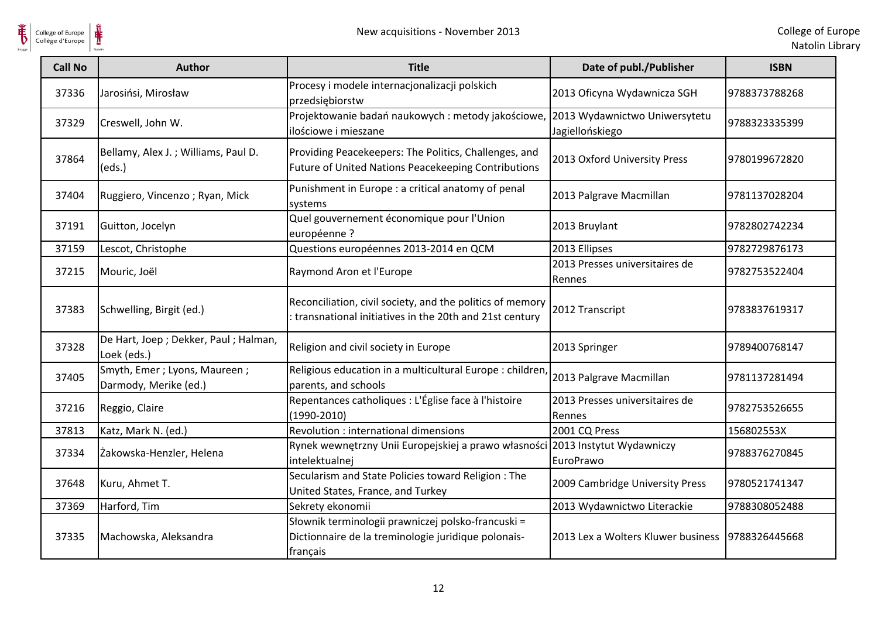| Call No | Author | Title | Date of publ./Publisher | ISBN |
|---|---|---|---|---|
| 37336 | Jarosińsi, Mirosław | Procesy i modele internacjonalizacji polskich przedsiębiorstw | 2013 Oficyna Wydawnicza SGH | 9788373788268 |
| 37329 | Creswell, John W. | Projektowanie badań naukowych : metody jakościowe, ilościowe i mieszane | 2013 Wydawnictwo Uniwersytetu Jagiellońskiego | 9788323335399 |
| 37864 | Bellamy, Alex J. ; Williams, Paul D. (eds.) | Providing Peacekeepers: The Politics, Challenges, and Future of United Nations Peacekeeping Contributions | 2013 Oxford University Press | 9780199672820 |
| 37404 | Ruggiero, Vincenzo ; Ryan, Mick | Punishment in Europe : a critical anatomy of penal systems | 2013 Palgrave Macmillan | 9781137028204 |
| 37191 | Guitton, Jocelyn | Quel gouvernement économique pour l'Union européenne ? | 2013 Bruylant | 9782802742234 |
| 37159 | Lescot, Christophe | Questions européennes 2013-2014 en QCM | 2013 Ellipses | 9782729876173 |
| 37215 | Mouric, Joël | Raymond Aron et l'Europe | 2013 Presses universitaires de Rennes | 9782753522404 |
| 37383 | Schwelling, Birgit (ed.) | Reconciliation, civil society, and the politics of memory : transnational initiatives in the 20th and 21st century | 2012 Transcript | 9783837619317 |
| 37328 | De Hart, Joep ; Dekker, Paul ; Halman, Loek (eds.) | Religion and civil society in Europe | 2013 Springer | 9789400768147 |
| 37405 | Smyth, Emer ; Lyons, Maureen ; Darmody, Merike (ed.) | Religious education in a multicultural Europe : children, parents, and schools | 2013 Palgrave Macmillan | 9781137281494 |
| 37216 | Reggio, Claire | Repentances catholiques : L'Église face à l'histoire (1990-2010) | 2013 Presses universitaires de Rennes | 9782753526655 |
| 37813 | Katz, Mark N. (ed.) | Revolution : international dimensions | 2001 CQ Press | 156802553X |
| 37334 | Żakowska-Henzler, Helena | Rynek wewnętrzny Unii Europejskiej a prawo własności intelektualnej | 2013 Instytut Wydawniczy EuroPrawo | 9788376270845 |
| 37648 | Kuru, Ahmet T. | Secularism and State Policies toward Religion : The United States, France, and Turkey | 2009 Cambridge University Press | 9780521741347 |
| 37369 | Harford, Tim | Sekrety ekonomii | 2013 Wydawnictwo Literackie | 9788308052488 |
| 37335 | Machowska, Aleksandra | Słownik terminologii prawniczej polsko-francuski = Dictionnaire de la treminologie juridique polonais-français | 2013 Lex a Wolters Kluwer business | 9788326445668 |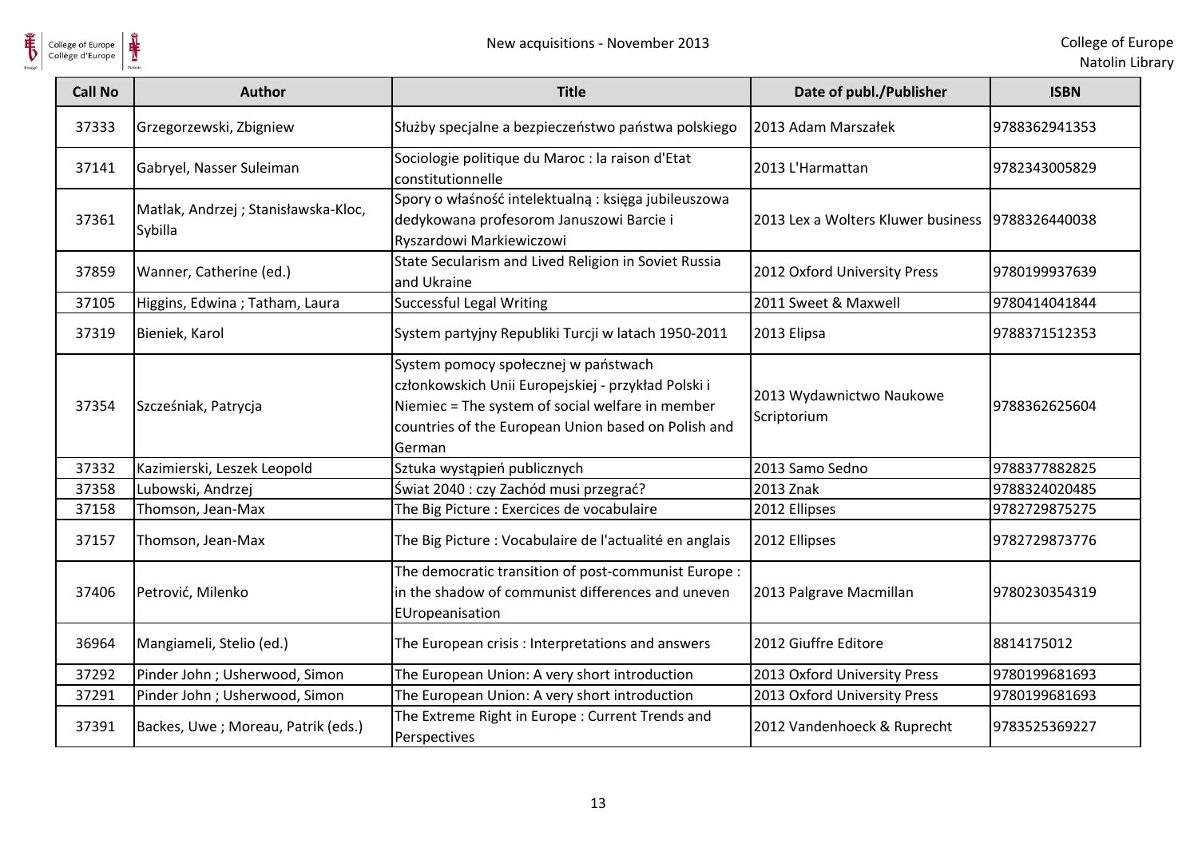| Call No | Author | Title | Date of publ./Publisher | ISBN |
|---|---|---|---|---|
| 37333 | Grzegorzewski, Zbigniew | Służby specjalne a bezpieczeństwo państwa polskiego | 2013 Adam Marszałek | 9788362941353 |
| 37141 | Gabryel, Nasser Suleiman | Sociologie politique du Maroc : la raison d'Etat constitutionnelle | 2013 L'Harmattan | 9782343005829 |
| 37361 | Matlak, Andrzej ; Stanisławska-Kloc, Sybilla | Spory o własność intelektualną : księga jubileuszowa dedykowana profesorom Januszowi Barcie i Ryszardowi Markiewiczowi | 2013 Lex a Wolters Kluwer business | 9788326440038 |
| 37859 | Wanner, Catherine (ed.) | State Secularism and Lived Religion in Soviet Russia and Ukraine | 2012 Oxford University Press | 9780199937639 |
| 37105 | Higgins, Edwina ; Tatham, Laura | Successful Legal Writing | 2011 Sweet & Maxwell | 9780414041844 |
| 37319 | Bieniek, Karol | System partyjny Republiki Turcji w latach 1950-2011 | 2013 Elipsa | 9788371512353 |
| 37354 | Szcześniak, Patrycja | System pomocy społecznej w państwach członkowskich Unii Europejskiej - przykład Polski i Niemiec = The system of social welfare in member countries of the European Union based on Polish and German | 2013 Wydawnictwo Naukowe Scriptorium | 9788362625604 |
| 37332 | Kazimierski, Leszek Leopold | Sztuka wystąpień publicznych | 2013 Samo Sedno | 9788377882825 |
| 37358 | Lubowski, Andrzej | Świat 2040 : czy Zachód musi przegrać? | 2013 Znak | 9788324020485 |
| 37158 | Thomson, Jean-Max | The Big Picture : Exercices de vocabulaire | 2012 Ellipses | 9782729875275 |
| 37157 | Thomson, Jean-Max | The Big Picture : Vocabulaire de l'actualité en anglais | 2012 Ellipses | 9782729873776 |
| 37406 | Petrović, Milenko | The democratic transition of post-communist Europe : in the shadow of communist differences and uneven EUropeanisation | 2013 Palgrave Macmillan | 9780230354319 |
| 36964 | Mangiameli, Stelio (ed.) | The European crisis : Interpretations and answers | 2012 Giuffre Editore | 8814175012 |
| 37292 | Pinder John ; Usherwood, Simon | The European Union: A very short introduction | 2013 Oxford University Press | 9780199681693 |
| 37291 | Pinder John ; Usherwood, Simon | The European Union: A very short introduction | 2013 Oxford University Press | 9780199681693 |
| 37391 | Backes, Uwe ; Moreau, Patrik (eds.) | The Extreme Right in Europe : Current Trends and Perspectives | 2012 Vandenhoeck & Ruprecht | 9783525369227 |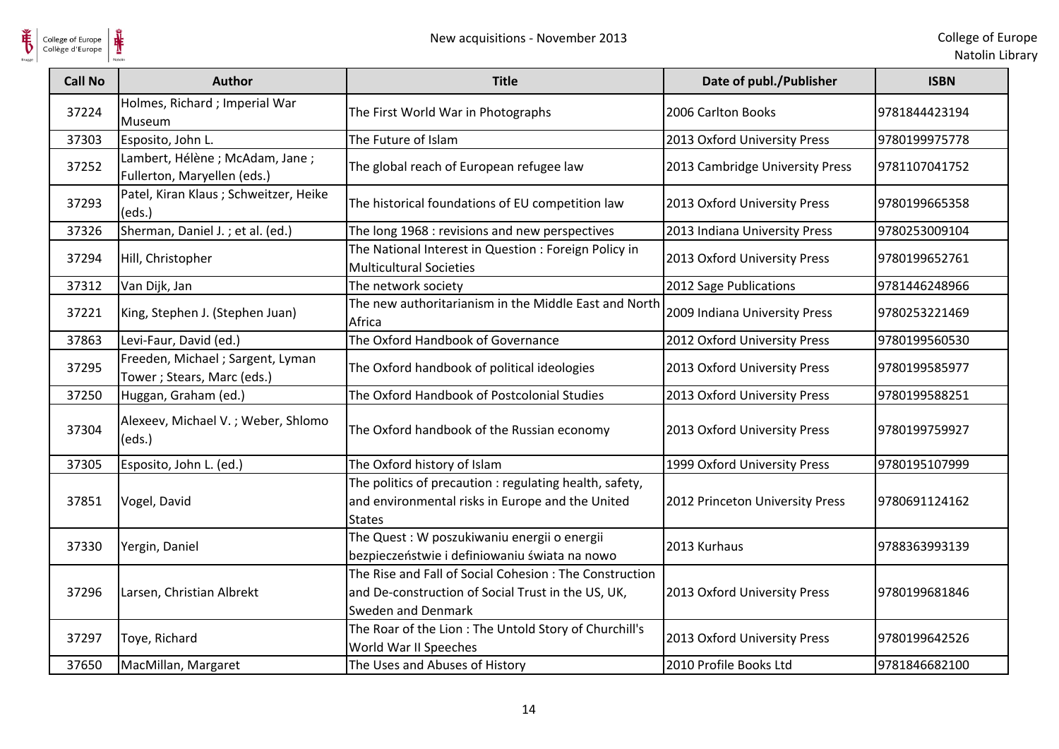| Call No | Author | Title | Date of publ./Publisher | ISBN |
|---|---|---|---|---|
| 37224 | Holmes, Richard ; Imperial War Museum | The First World War in Photographs | 2006 Carlton Books | 9781844423194 |
| 37303 | Esposito, John L. | The Future of Islam | 2013 Oxford University Press | 9780199975778 |
| 37252 | Lambert, Hélène ; McAdam, Jane ; Fullerton, Maryellen (eds.) | The global reach of European refugee law | 2013 Cambridge University Press | 9781107041752 |
| 37293 | Patel, Kiran Klaus ; Schweitzer, Heike (eds.) | The historical foundations of EU competition law | 2013 Oxford University Press | 9780199665358 |
| 37326 | Sherman, Daniel J. ; et al. (ed.) | The long 1968 : revisions and new perspectives | 2013 Indiana University Press | 9780253009104 |
| 37294 | Hill, Christopher | The National Interest in Question : Foreign Policy in Multicultural Societies | 2013 Oxford University Press | 9780199652761 |
| 37312 | Van Dijk, Jan | The network society | 2012 Sage Publications | 9781446248966 |
| 37221 | King, Stephen J. (Stephen Juan) | The new authoritarianism in the Middle East and North Africa | 2009 Indiana University Press | 9780253221469 |
| 37863 | Levi-Faur, David (ed.) | The Oxford Handbook of Governance | 2012 Oxford University Press | 9780199560530 |
| 37295 | Freeden, Michael ; Sargent, Lyman Tower ; Stears, Marc (eds.) | The Oxford handbook of political ideologies | 2013 Oxford University Press | 9780199585977 |
| 37250 | Huggan, Graham (ed.) | The Oxford Handbook of Postcolonial Studies | 2013 Oxford University Press | 9780199588251 |
| 37304 | Alexeev, Michael V. ; Weber, Shlomo (eds.) | The Oxford handbook of the Russian economy | 2013 Oxford University Press | 9780199759927 |
| 37305 | Esposito, John L. (ed.) | The Oxford history of Islam | 1999 Oxford University Press | 9780195107999 |
| 37851 | Vogel, David | The politics of precaution : regulating health, safety, and environmental risks in Europe and the United States | 2012 Princeton University Press | 9780691124162 |
| 37330 | Yergin, Daniel | The Quest : W poszukiwaniu energii o energii bezpieczeństwie i definiowaniu świata na nowo | 2013 Kurhaus | 9788363993139 |
| 37296 | Larsen, Christian Albrekt | The Rise and Fall of Social Cohesion : The Construction and De-construction of Social Trust in the US, UK, Sweden and Denmark | 2013 Oxford University Press | 9780199681846 |
| 37297 | Toye, Richard | The Roar of the Lion : The Untold Story of Churchill's World War II Speeches | 2013 Oxford University Press | 9780199642526 |
| 37650 | MacMillan, Margaret | The Uses and Abuses of History | 2010 Profile Books Ltd | 9781846682100 |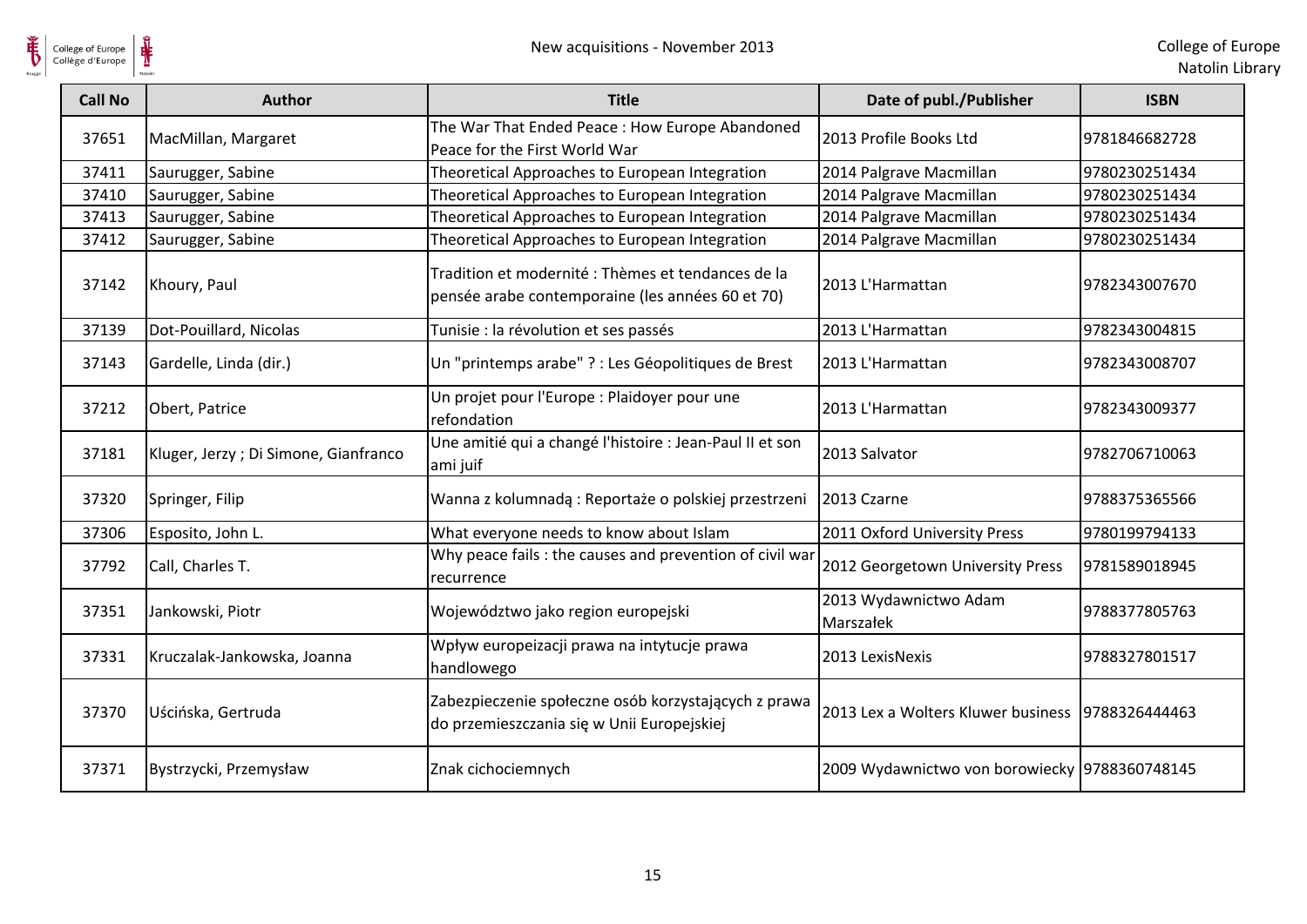| Call No | Author | Title | Date of publ./Publisher | ISBN |
|---|---|---|---|---|
| 37651 | MacMillan, Margaret | The War That Ended Peace : How Europe Abandoned Peace for the First World War | 2013 Profile Books Ltd | 9781846682728 |
| 37411 | Saurugger, Sabine | Theoretical Approaches to European Integration | 2014 Palgrave Macmillan | 9780230251434 |
| 37410 | Saurugger, Sabine | Theoretical Approaches to European Integration | 2014 Palgrave Macmillan | 9780230251434 |
| 37413 | Saurugger, Sabine | Theoretical Approaches to European Integration | 2014 Palgrave Macmillan | 9780230251434 |
| 37412 | Saurugger, Sabine | Theoretical Approaches to European Integration | 2014 Palgrave Macmillan | 9780230251434 |
| 37142 | Khoury, Paul | Tradition et modernité : Thèmes et tendances de la pensée arabe contemporaine (les années 60 et 70) | 2013 L'Harmattan | 9782343007670 |
| 37139 | Dot-Pouillard, Nicolas | Tunisie : la révolution et ses passés | 2013 L'Harmattan | 9782343004815 |
| 37143 | Gardelle, Linda (dir.) | Un "printemps arabe" ? : Les Géopolitiques de Brest | 2013 L'Harmattan | 9782343008707 |
| 37212 | Obert, Patrice | Un projet pour l'Europe : Plaidoyer pour une refondation | 2013 L'Harmattan | 9782343009377 |
| 37181 | Kluger, Jerzy ; Di Simone, Gianfranco | Une amitié qui a changé l'histoire : Jean-Paul II et son ami juif | 2013 Salvator | 9782706710063 |
| 37320 | Springer, Filip | Wanna z kolumnadą : Reportaże o polskiej przestrzeni | 2013 Czarne | 9788375365566 |
| 37306 | Esposito, John L. | What everyone needs to know about Islam | 2011 Oxford University Press | 9780199794133 |
| 37792 | Call, Charles T. | Why peace fails : the causes and prevention of civil war recurrence | 2012 Georgetown University Press | 9781589018945 |
| 37351 | Jankowski, Piotr | Województwo jako region europejski | 2013 Wydawnictwo Adam Marszałek | 9788377805763 |
| 37331 | Kruczalak-Jankowska, Joanna | Wpływ europeizacji prawa na intytucje prawa handlowego | 2013 LexisNexis | 9788327801517 |
| 37370 | Uścińska, Gertruda | Zabezpieczenie społeczne osób korzystających z prawa do przemieszczania się w Unii Europejskiej | 2013 Lex a Wolters Kluwer business | 9788326444463 |
| 37371 | Bystrzycki, Przemysław | Znak cichociemnych | 2009 Wydawnictwo von borowiecky | 9788360748145 |